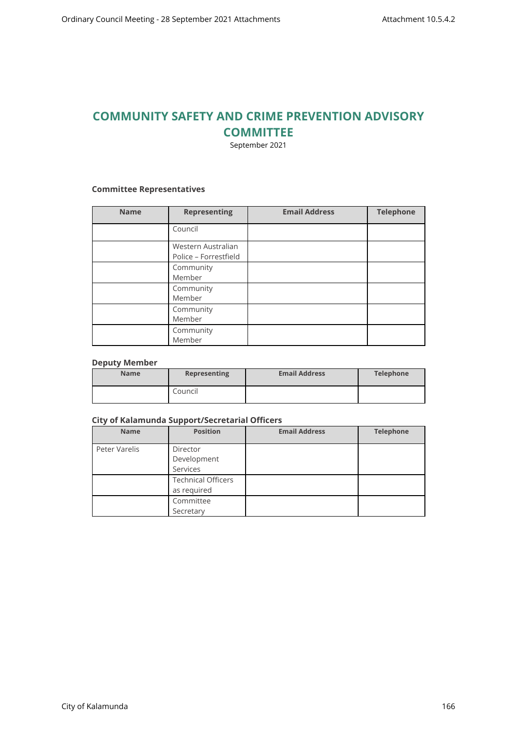# COMMUNITY SAFETY AND CRIME PREVENTION ADVISORY COMMITTEE

September 2021

**Committee Representatives**

| Name | Representing | Email Address | Telephone |
|---|---|---|---|
| | Council | | |
| | Western Australian Police – Forrestfield | | |
| | Community Member | | |
| | Community Member | | |
| | Community Member | | |
| | Community Member | | |

**Deputy Member**

| Name | Representing | Email Address | Telephone |
|---|---|---|---|
| | Council | | |

**City of Kalamunda Support/Secretarial Officers**

| Name | Position | Email Address | Telephone |
|---|---|---|---|
| Peter Varelis | Director Development Services | | |
| | Technical Officers as required | | |
| | Committee Secretary | | |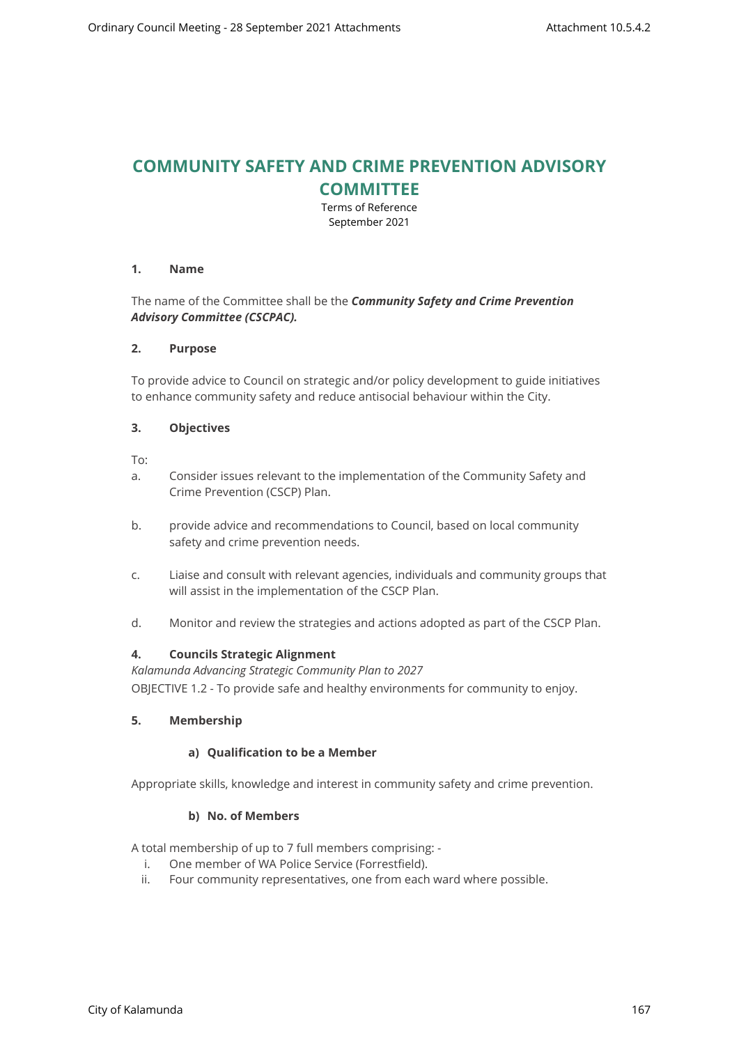# COMMUNITY SAFETY AND CRIME PREVENTION ADVISORY COMMITTEE

Terms of Reference
September 2021

## 1. Name

The name of the Committee shall be the ***Community Safety and Crime Prevention Advisory Committee (CSCPAC).***

## 2. Purpose

To provide advice to Council on strategic and/or policy development to guide initiatives to enhance community safety and reduce antisocial behaviour within the City.

## 3. Objectives

To:

a. Consider issues relevant to the implementation of the Community Safety and Crime Prevention (CSCP) Plan.

b. provide advice and recommendations to Council, based on local community safety and crime prevention needs.

c. Liaise and consult with relevant agencies, individuals and community groups that will assist in the implementation of the CSCP Plan.

d. Monitor and review the strategies and actions adopted as part of the CSCP Plan.

## 4. Councils Strategic Alignment

*Kalamunda Advancing Strategic Community Plan to 2027*

OBJECTIVE 1.2 - To provide safe and healthy environments for community to enjoy.

## 5. Membership

### a) Qualification to be a Member

Appropriate skills, knowledge and interest in community safety and crime prevention.

### b) No. of Members

A total membership of up to 7 full members comprising: -

i. One member of WA Police Service (Forrestfield).
ii. Four community representatives, one from each ward where possible.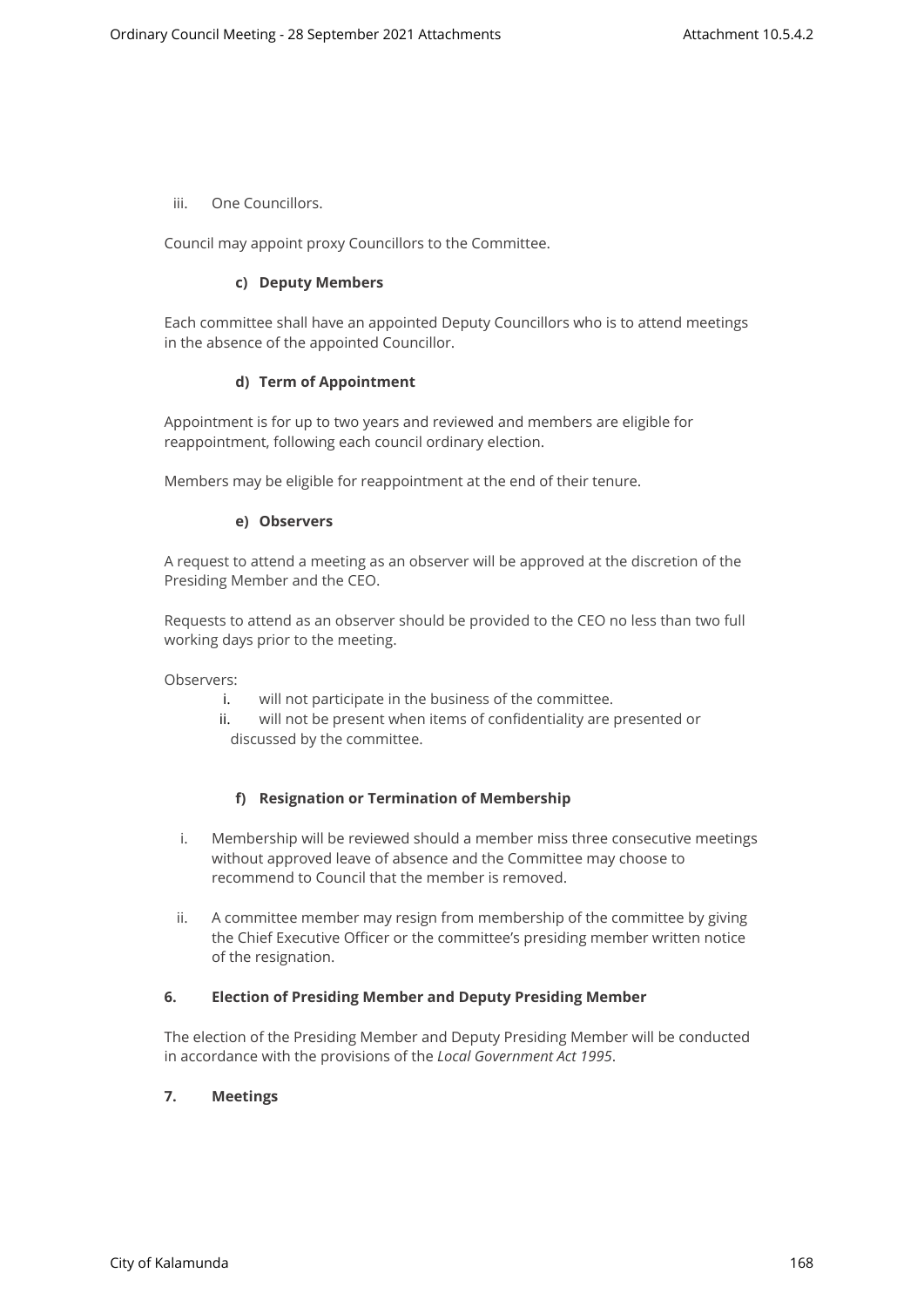iii. One Councillors.

Council may appoint proxy Councillors to the Committee.

#### c) Deputy Members

Each committee shall have an appointed Deputy Councillors who is to attend meetings in the absence of the appointed Councillor.

#### d) Term of Appointment

Appointment is for up to two years and reviewed and members are eligible for reappointment, following each council ordinary election.

Members may be eligible for reappointment at the end of their tenure.

#### e) Observers

A request to attend a meeting as an observer will be approved at the discretion of the Presiding Member and the CEO.

Requests to attend as an observer should be provided to the CEO no less than two full working days prior to the meeting.

Observers:

i. will not participate in the business of the committee.
ii. will not be present when items of confidentiality are presented or discussed by the committee.

#### f) Resignation or Termination of Membership

i. Membership will be reviewed should a member miss three consecutive meetings without approved leave of absence and the Committee may choose to recommend to Council that the member is removed.

ii. A committee member may resign from membership of the committee by giving the Chief Executive Officer or the committee's presiding member written notice of the resignation.

## 6. Election of Presiding Member and Deputy Presiding Member

The election of the Presiding Member and Deputy Presiding Member will be conducted in accordance with the provisions of the *Local Government Act 1995*.

## 7. Meetings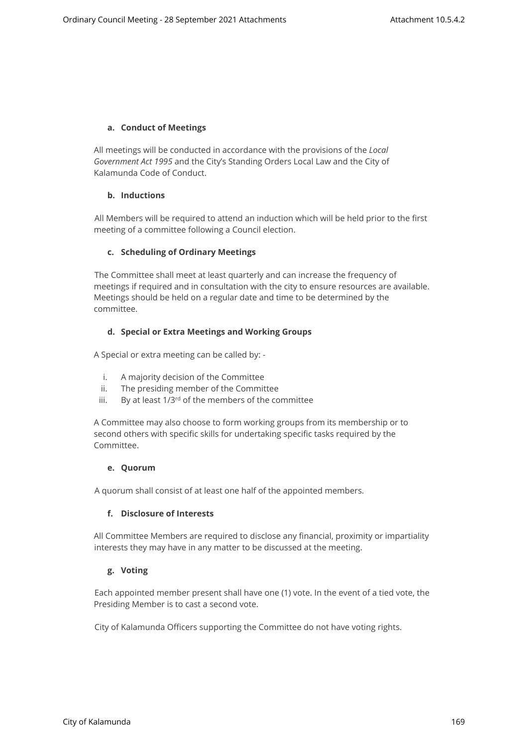#### a. Conduct of Meetings

All meetings will be conducted in accordance with the provisions of the *Local Government Act 1995* and the City's Standing Orders Local Law and the City of Kalamunda Code of Conduct.

#### b. Inductions

All Members will be required to attend an induction which will be held prior to the first meeting of a committee following a Council election.

#### c. Scheduling of Ordinary Meetings

The Committee shall meet at least quarterly and can increase the frequency of meetings if required and in consultation with the city to ensure resources are available. Meetings should be held on a regular date and time to be determined by the committee.

#### d. Special or Extra Meetings and Working Groups

A Special or extra meeting can be called by: -

i. A majority decision of the Committee
ii. The presiding member of the Committee
iii. By at least 1/3rd of the members of the committee

A Committee may also choose to form working groups from its membership or to second others with specific skills for undertaking specific tasks required by the Committee.

#### e. Quorum

A quorum shall consist of at least one half of the appointed members.

#### f. Disclosure of Interests

All Committee Members are required to disclose any financial, proximity or impartiality interests they may have in any matter to be discussed at the meeting.

#### g. Voting

Each appointed member present shall have one (1) vote. In the event of a tied vote, the Presiding Member is to cast a second vote.

City of Kalamunda Officers supporting the Committee do not have voting rights.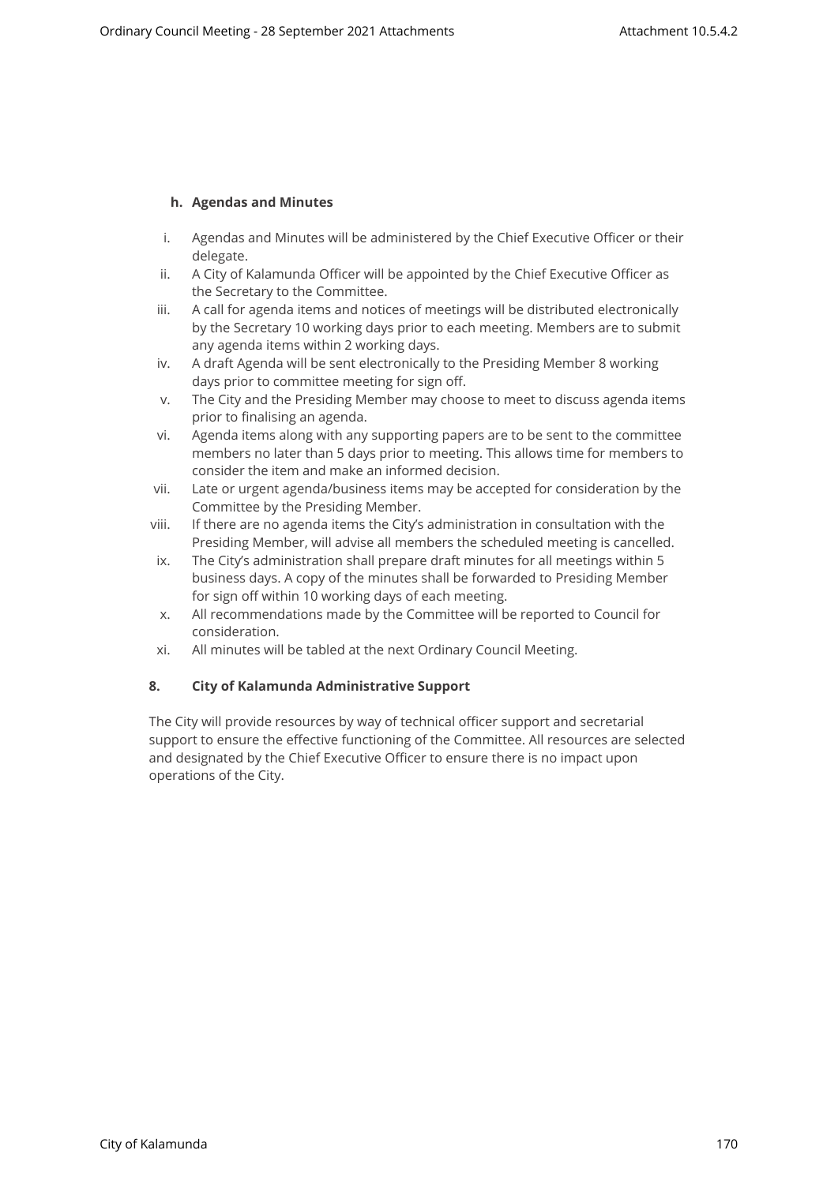#### h. Agendas and Minutes

i. Agendas and Minutes will be administered by the Chief Executive Officer or their delegate.
ii. A City of Kalamunda Officer will be appointed by the Chief Executive Officer as the Secretary to the Committee.
iii. A call for agenda items and notices of meetings will be distributed electronically by the Secretary 10 working days prior to each meeting. Members are to submit any agenda items within 2 working days.
iv. A draft Agenda will be sent electronically to the Presiding Member 8 working days prior to committee meeting for sign off.
v. The City and the Presiding Member may choose to meet to discuss agenda items prior to finalising an agenda.
vi. Agenda items along with any supporting papers are to be sent to the committee members no later than 5 days prior to meeting. This allows time for members to consider the item and make an informed decision.
vii. Late or urgent agenda/business items may be accepted for consideration by the Committee by the Presiding Member.
viii. If there are no agenda items the City's administration in consultation with the Presiding Member, will advise all members the scheduled meeting is cancelled.
ix. The City's administration shall prepare draft minutes for all meetings within 5 business days. A copy of the minutes shall be forwarded to Presiding Member for sign off within 10 working days of each meeting.
x. All recommendations made by the Committee will be reported to Council for consideration.
xi. All minutes will be tabled at the next Ordinary Council Meeting.

### 8. City of Kalamunda Administrative Support

The City will provide resources by way of technical officer support and secretarial support to ensure the effective functioning of the Committee. All resources are selected and designated by the Chief Executive Officer to ensure there is no impact upon operations of the City.